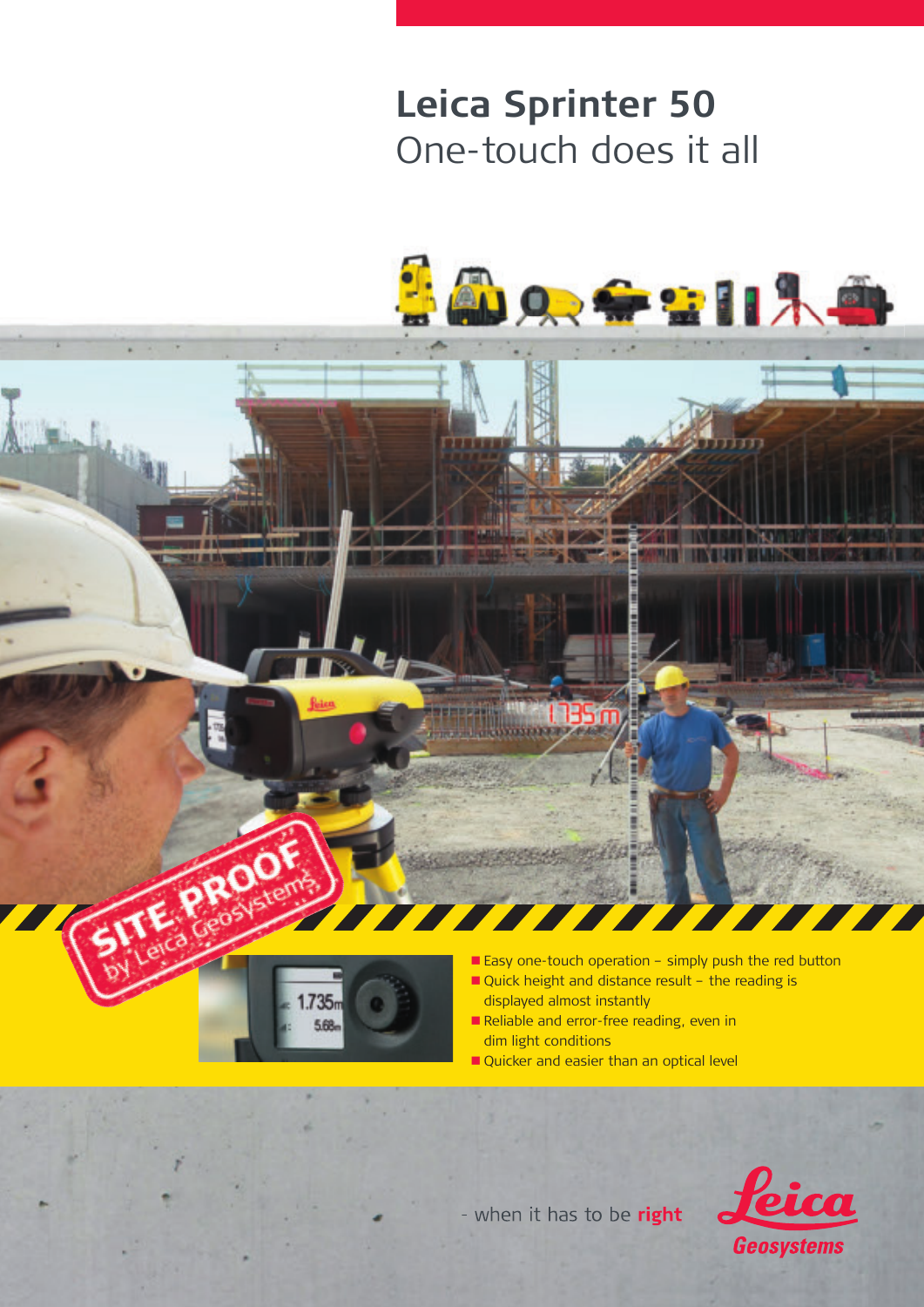# Leica Sprinter 50

## One-touch does it all

SITE PROOF by Leica Geosystems

- Easy one-touch operation – simply push the red button
- Quick height and distance result – the reading is displayed almost instantly
- Reliable and error-free reading, even in dim light conditions
- Quicker and easier than an optical level

- when it has to be **right**

Leica Geosystems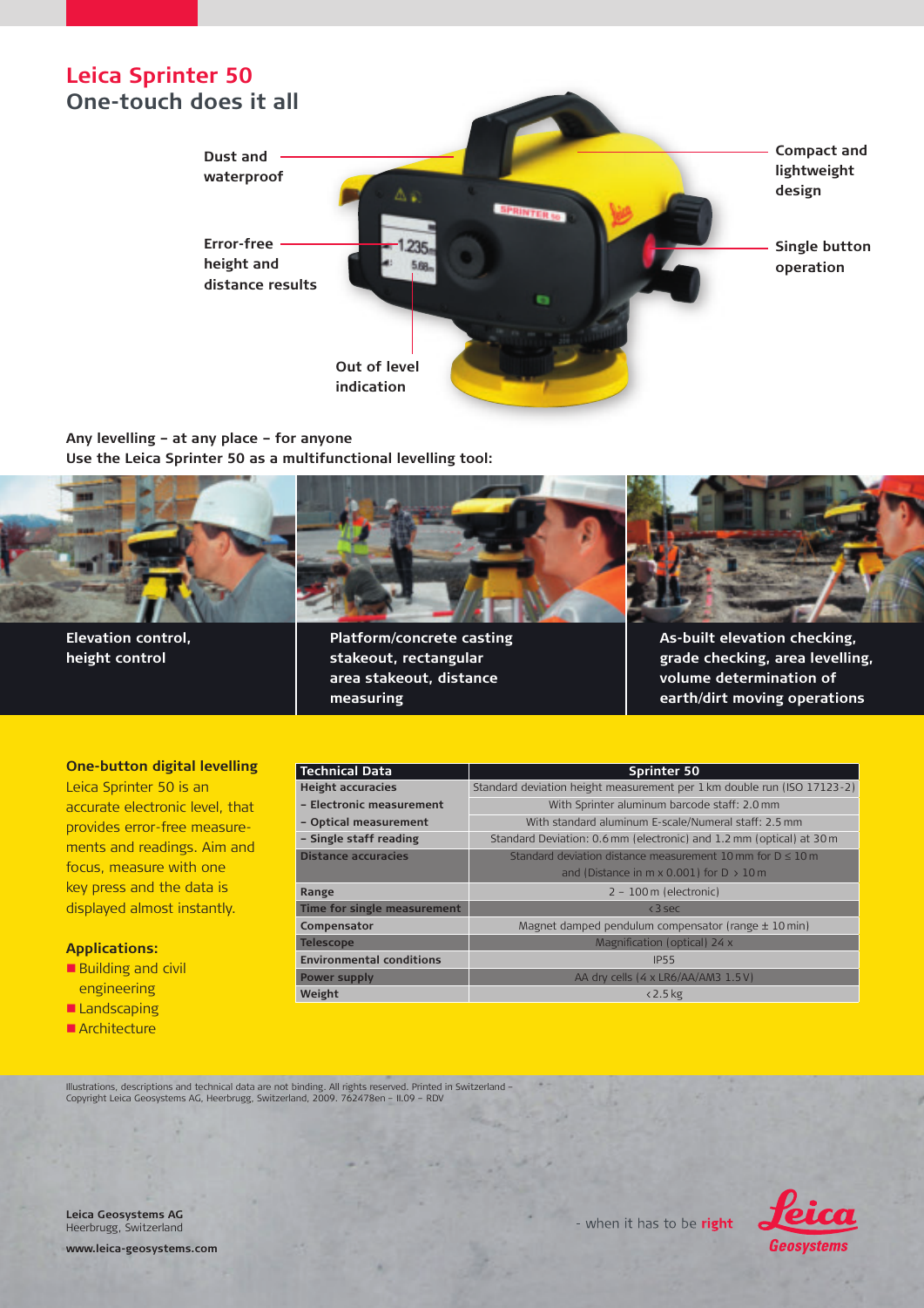# Leica Sprinter 50

## One-touch does it all

Dust and waterproof

Error-free height and distance results

Out of level indication

Compact and lightweight design

Single button operation

**Any levelling – at any place – for anyone**
**Use the Leica Sprinter 50 as a multifunctional levelling tool:**

**Elevation control, height control**

**Platform/concrete casting stakeout, rectangular area stakeout, distance measuring**

**As-built elevation checking, grade checking, area levelling, volume determination of earth/dirt moving operations**

### One-button digital levelling

Leica Sprinter 50 is an accurate electronic level, that provides error-free measurements and readings. Aim and focus, measure with one key press and the data is displayed almost instantly.

### Applications:

- Building and civil engineering
- Landscaping
- Architecture

| Technical Data | Sprinter 50 |
|---|---|
| Height accuracies | Standard deviation height measurement per 1 km double run (ISO 17123-2) |
| – Electronic measurement | With Sprinter aluminum barcode staff: 2.0 mm |
| – Optical measurement | With standard aluminum E-scale/Numeral staff: 2.5 mm |
| – Single staff reading | Standard Deviation: 0.6 mm (electronic) and 1.2 mm (optical) at 30 m |
| Distance accuracies | Standard deviation distance measurement 10 mm for D ≤ 10 m and (Distance in m x 0.001) for D > 10 m |
| Range | 2 – 100 m (electronic) |
| Time for single measurement | < 3 sec |
| Compensator | Magnet damped pendulum compensator (range ± 10 min) |
| Telescope | Magnification (optical) 24 x |
| Environmental conditions | IP55 |
| Power supply | AA dry cells (4 x LR6/AA/AM3 1.5 V) |
| Weight | < 2.5 kg |

Illustrations, descriptions and technical data are not binding. All rights reserved. Printed in Switzerland – Copyright Leica Geosystems AG, Heerbrugg, Switzerland, 2009. 762478en – II.09 – RDV

**Leica Geosystems AG**
Heerbrugg, Switzerland

**www.leica-geosystems.com**

- when it has to be **right**

Leica Geosystems